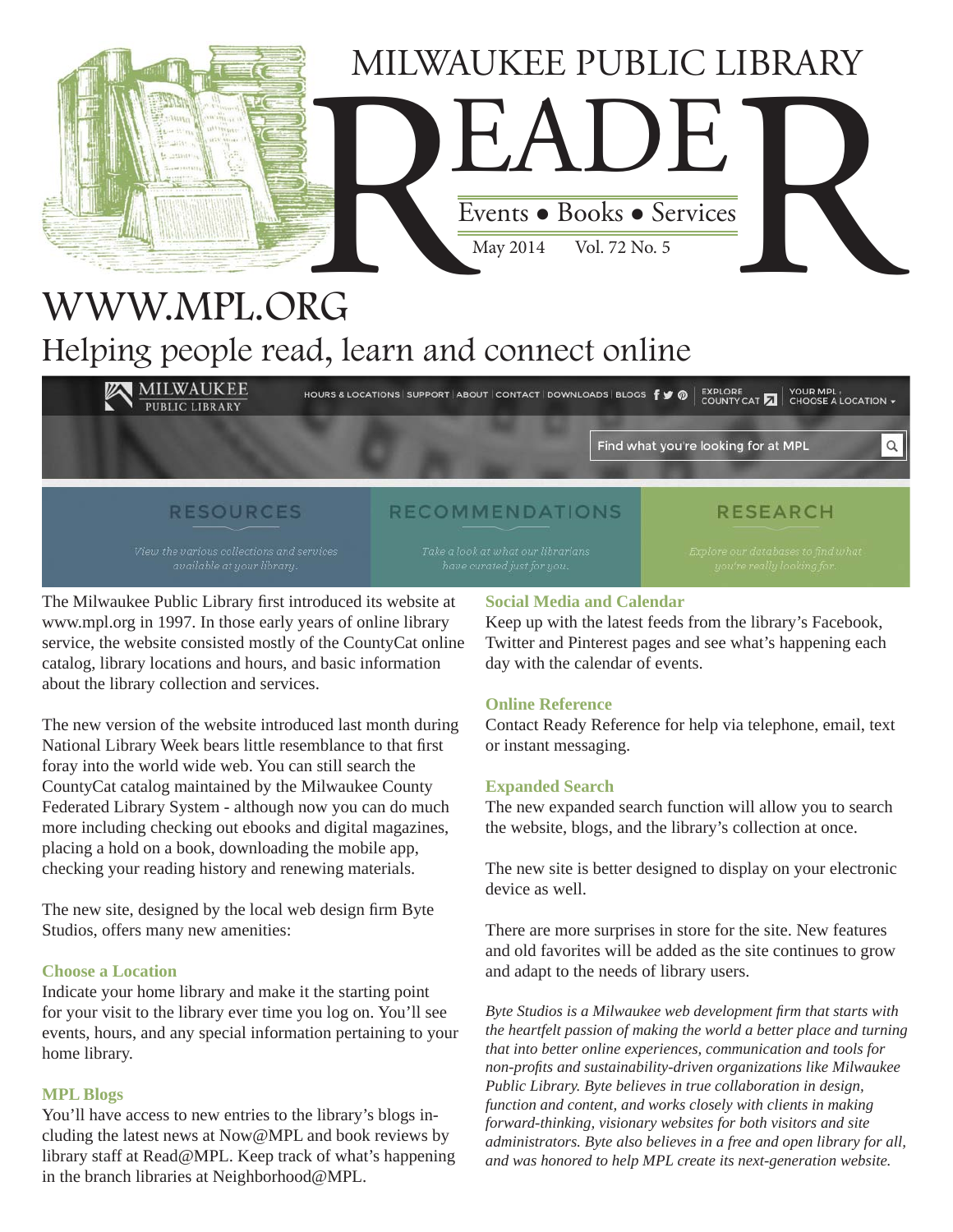# MILWAUKEE PUBLIC LIBRARY READER

Events • Books • Services

May 2014 Vol. 72 No. 5

# WWW.MPL.ORG

## Helping people read, learn and connect online

The Milwaukee Public Library first introduced its website at www.mpl.org in 1997. In those early years of online library service, the website consisted mostly of the CountyCat online catalog, library locations and hours, and basic information about the library collection and services.

The new version of the website introduced last month during National Library Week bears little resemblance to that first foray into the world wide web. You can still search the CountyCat catalog maintained by the Milwaukee County Federated Library System - although now you can do much more including checking out ebooks and digital magazines, placing a hold on a book, downloading the mobile app, checking your reading history and renewing materials.

The new site, designed by the local web design firm Byte Studios, offers many new amenities:

### Choose a Location

Indicate your home library and make it the starting point for your visit to the library ever time you log on. You'll see events, hours, and any special information pertaining to your home library.

### MPL Blogs

You'll have access to new entries to the library's blogs including the latest news at Now@MPL and book reviews by library staff at Read@MPL. Keep track of what's happening in the branch libraries at Neighborhood@MPL.

### Social Media and Calendar

Keep up with the latest feeds from the library's Facebook, Twitter and Pinterest pages and see what's happening each day with the calendar of events.

### Online Reference

Contact Ready Reference for help via telephone, email, text or instant messaging.

### Expanded Search

The new expanded search function will allow you to search the website, blogs, and the library's collection at once.

The new site is better designed to display on your electronic device as well.

There are more surprises in store for the site. New features and old favorites will be added as the site continues to grow and adapt to the needs of library users.

*Byte Studios is a Milwaukee web development firm that starts with the heartfelt passion of making the world a better place and turning that into better online experiences, communication and tools for non-profits and sustainability-driven organizations like Milwaukee Public Library. Byte believes in true collaboration in design, function and content, and works closely with clients in making forward-thinking, visionary websites for both visitors and site administrators. Byte also believes in a free and open library for all, and was honored to help MPL create its next-generation website.*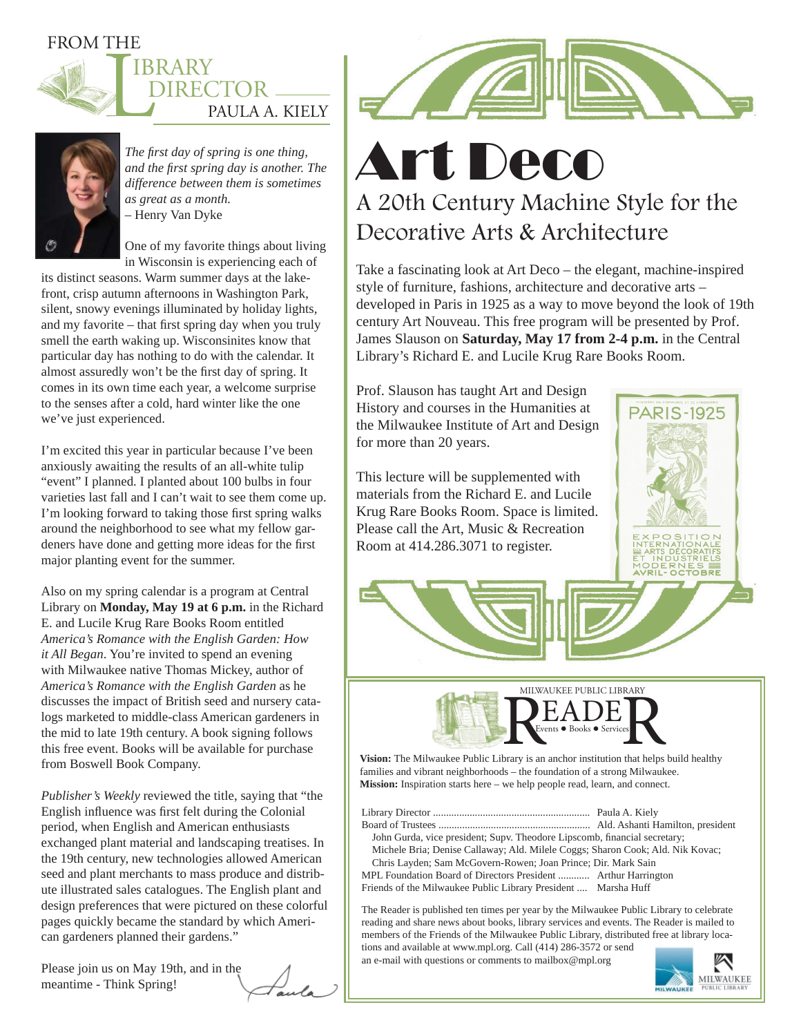# FROM THE LIBRARY DIRECTOR

## PAULA A. KIELY

*The first day of spring is one thing, and the first spring day is another. The difference between them is sometimes as great as a month.*
– Henry Van Dyke

One of my favorite things about living in Wisconsin is experiencing each of its distinct seasons. Warm summer days at the lakefront, crisp autumn afternoons in Washington Park, silent, snowy evenings illuminated by holiday lights, and my favorite – that first spring day when you truly smell the earth waking up. Wisconsinites know that particular day has nothing to do with the calendar. It almost assuredly won't be the first day of spring. It comes in its own time each year, a welcome surprise to the senses after a cold, hard winter like the one we've just experienced.

I'm excited this year in particular because I've been anxiously awaiting the results of an all-white tulip "event" I planned. I planted about 100 bulbs in four varieties last fall and I can't wait to see them come up. I'm looking forward to taking those first spring walks around the neighborhood to see what my fellow gardeners have done and getting more ideas for the first major planting event for the summer.

Also on my spring calendar is a program at Central Library on **Monday, May 19 at 6 p.m.** in the Richard E. and Lucile Krug Rare Books Room entitled *America's Romance with the English Garden: How it All Began*. You're invited to spend an evening with Milwaukee native Thomas Mickey, author of *America's Romance with the English Garden* as he discusses the impact of British seed and nursery catalogs marketed to middle-class American gardeners in the mid to late 19th century. A book signing follows this free event. Books will be available for purchase from Boswell Book Company.

*Publisher's Weekly* reviewed the title, saying that "the English influence was first felt during the Colonial period, when English and American enthusiasts exchanged plant material and landscaping treatises. In the 19th century, new technologies allowed American seed and plant merchants to mass produce and distribute illustrated sales catalogues. The English plant and design preferences that were pictured on these colorful pages quickly became the standard by which American gardeners planned their gardens."

Please join us on May 19th, and in the meantime - Think Spring!

Paula

# Art Deco

## A 20th Century Machine Style for the Decorative Arts & Architecture

Take a fascinating look at Art Deco – the elegant, machine-inspired style of furniture, fashions, architecture and decorative arts – developed in Paris in 1925 as a way to move beyond the look of 19th century Art Nouveau. This free program will be presented by Prof. James Slauson on **Saturday, May 17 from 2-4 p.m.** in the Central Library's Richard E. and Lucile Krug Rare Books Room.

Prof. Slauson has taught Art and Design History and courses in the Humanities at the Milwaukee Institute of Art and Design for more than 20 years.

This lecture will be supplemented with materials from the Richard E. and Lucile Krug Rare Books Room. Space is limited. Please call the Art, Music & Recreation Room at 414.286.3071 to register.

---

MILWAUKEE PUBLIC LIBRARY
**READER**
Events ● Books ● Services

**Vision:** The Milwaukee Public Library is an anchor institution that helps build healthy families and vibrant neighborhoods – the foundation of a strong Milwaukee.
**Mission:** Inspiration starts here – we help people read, learn, and connect.

Library Director .......... Paula A. Kiely
Board of Trustees .......... Ald. Ashanti Hamilton, president
John Gurda, vice president; Supv. Theodore Lipscomb, financial secretary; Michele Bria; Denise Callaway; Ald. Milele Coggs; Sharon Cook; Ald. Nik Kovac; Chris Layden; Sam McGovern-Rowen; Joan Prince; Dir. Mark Sain
MPL Foundation Board of Directors President .......... Arthur Harrington
Friends of the Milwaukee Public Library President .... Marsha Huff

The Reader is published ten times per year by the Milwaukee Public Library to celebrate reading and share news about books, library services and events. The Reader is mailed to members of the Friends of the Milwaukee Public Library, distributed free at library locations and available at www.mpl.org. Call (414) 286-3572 or send an e-mail with questions or comments to mailbox@mpl.org

MILWAUKEE PUBLIC LIBRARY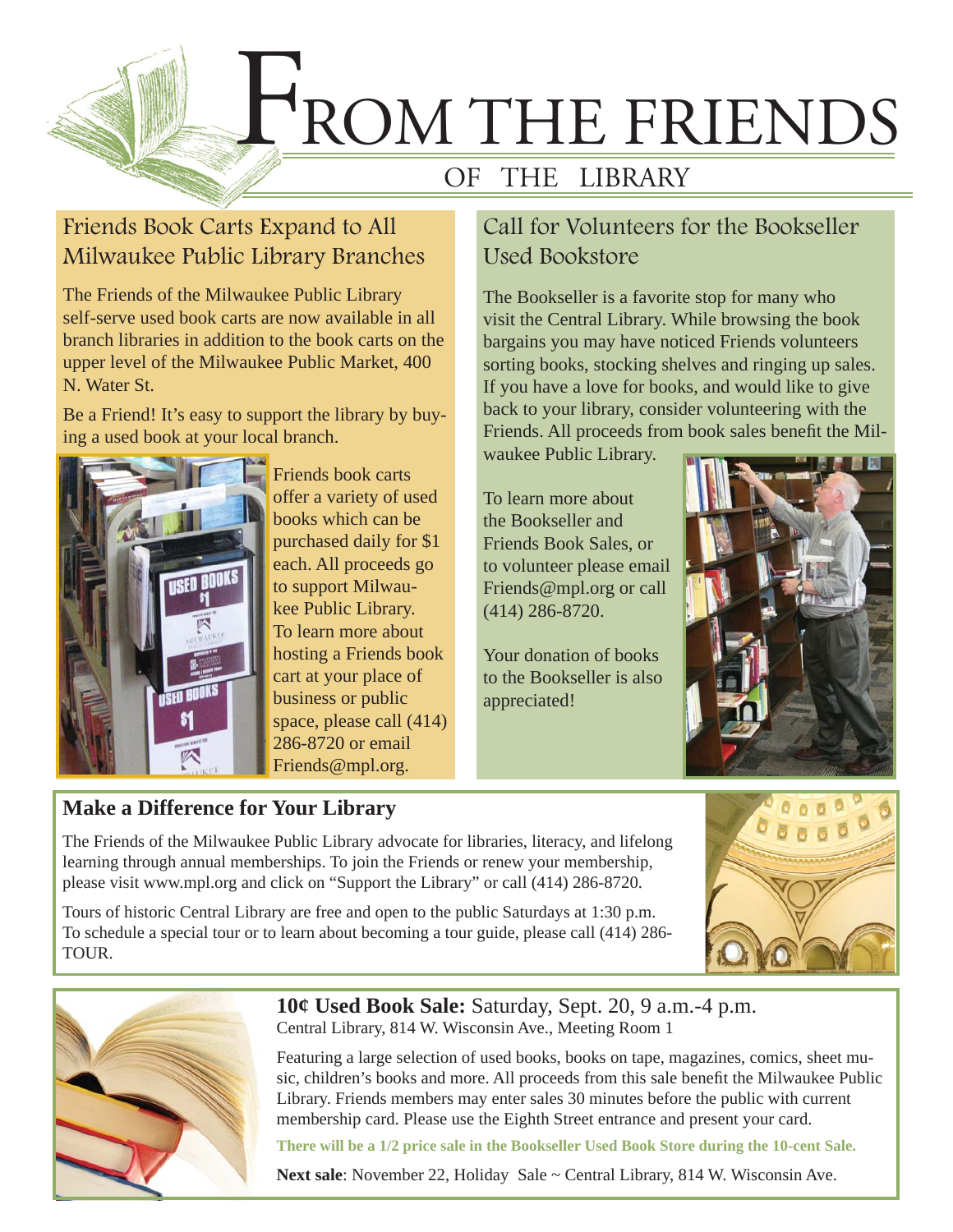# From the Friends of the Library

## Friends Book Carts Expand to All Milwaukee Public Library Branches

The Friends of the Milwaukee Public Library self-serve used book carts are now available in all branch libraries in addition to the book carts on the upper level of the Milwaukee Public Market, 400 N. Water St.

Be a Friend! It's easy to support the library by buying a used book at your local branch.

Friends book carts offer a variety of used books which can be purchased daily for $1 each. All proceeds go to support Milwaukee Public Library. To learn more about hosting a Friends book cart at your place of business or public space, please call (414) 286-8720 or email Friends@mpl.org.

## Call for Volunteers for the Bookseller Used Bookstore

The Bookseller is a favorite stop for many who visit the Central Library. While browsing the book bargains you may have noticed Friends volunteers sorting books, stocking shelves and ringing up sales. If you have a love for books, and would like to give back to your library, consider volunteering with the Friends. All proceeds from book sales benefit the Milwaukee Public Library.

To learn more about the Bookseller and Friends Book Sales, or to volunteer please email Friends@mpl.org or call (414) 286-8720.

Your donation of books to the Bookseller is also appreciated!

## Make a Difference for Your Library

The Friends of the Milwaukee Public Library advocate for libraries, literacy, and lifelong learning through annual memberships. To join the Friends or renew your membership, please visit www.mpl.org and click on "Support the Library" or call (414) 286-8720.

Tours of historic Central Library are free and open to the public Saturdays at 1:30 p.m. To schedule a special tour or to learn about becoming a tour guide, please call (414) 286-TOUR.

**10¢ Used Book Sale:** Saturday, Sept. 20, 9 a.m.-4 p.m.
Central Library, 814 W. Wisconsin Ave., Meeting Room 1

Featuring a large selection of used books, books on tape, magazines, comics, sheet music, children's books and more. All proceeds from this sale benefit the Milwaukee Public Library. Friends members may enter sales 30 minutes before the public with current membership card. Please use the Eighth Street entrance and present your card.

**There will be a 1/2 price sale in the Bookseller Used Book Store during the 10-cent Sale.**

**Next sale**: November 22, Holiday Sale ~ Central Library, 814 W. Wisconsin Ave.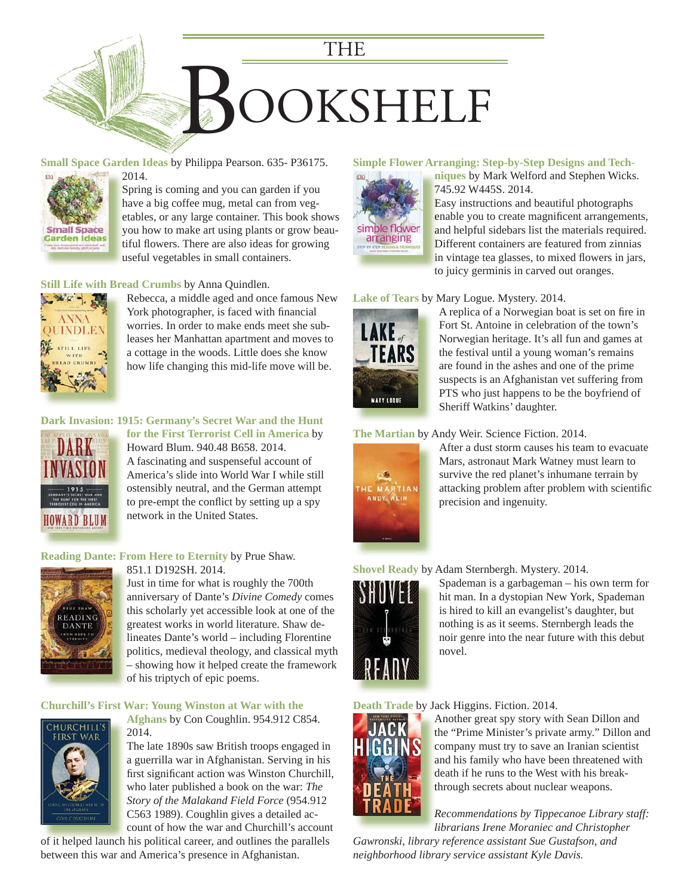# THE BOOKSHELF

**Small Space Garden Ideas** by Philippa Pearson. 635- P36175. 2014.
Spring is coming and you can garden if you have a big coffee mug, metal can from vegetables, or any large container. This book shows you how to make art using plants or grow beautiful flowers. There are also ideas for growing useful vegetables in small containers.

**Still Life with Bread Crumbs** by Anna Quindlen.
Rebecca, a middle aged and once famous New York photographer, is faced with financial worries. In order to make ends meet she subleases her Manhattan apartment and moves to a cottage in the woods. Little does she know how life changing this mid-life move will be.

**Dark Invasion: 1915: Germany's Secret War and the Hunt for the First Terrorist Cell in America** by Howard Blum. 940.48 B658. 2014.
A fascinating and suspenseful account of America's slide into World War I while still ostensibly neutral, and the German attempt to pre-empt the conflict by setting up a spy network in the United States.

**Reading Dante: From Here to Eternity** by Prue Shaw. 851.1 D192SH. 2014.
Just in time for what is roughly the 700th anniversary of Dante's *Divine Comedy* comes this scholarly yet accessible look at one of the greatest works in world literature. Shaw delineates Dante's world – including Florentine politics, medieval theology, and classical myth – showing how it helped create the framework of his triptych of epic poems.

**Churchill's First War: Young Winston at War with the Afghans** by Con Coughlin. 954.912 C854. 2014.
The late 1890s saw British troops engaged in a guerrilla war in Afghanistan. Serving in his first significant action was Winston Churchill, who later published a book on the war: *The Story of the Malakand Field Force* (954.912 C563 1989). Coughlin gives a detailed account of how the war and Churchill's account of it helped launch his political career, and outlines the parallels between this war and America's presence in Afghanistan.

**Simple Flower Arranging: Step-by-Step Designs and Techniques** by Mark Welford and Stephen Wicks. 745.92 W445S. 2014.
Easy instructions and beautiful photographs enable you to create magnificent arrangements, and helpful sidebars list the materials required. Different containers are featured from zinnias in vintage tea glasses, to mixed flowers in jars, to juicy germinis in carved out oranges.

**Lake of Tears** by Mary Logue. Mystery. 2014.
A replica of a Norwegian boat is set on fire in Fort St. Antoine in celebration of the town's Norwegian heritage. It's all fun and games at the festival until a young woman's remains are found in the ashes and one of the prime suspects is an Afghanistan vet suffering from PTS who just happens to be the boyfriend of Sheriff Watkins' daughter.

**The Martian** by Andy Weir. Science Fiction. 2014.
After a dust storm causes his team to evacuate Mars, astronaut Mark Watney must learn to survive the red planet's inhumane terrain by attacking problem after problem with scientific precision and ingenuity.

**Shovel Ready** by Adam Sternbergh. Mystery. 2014.
Spademan is a garbageman – his own term for hit man. In a dystopian New York, Spademan is hired to kill an evangelist's daughter, but nothing is as it seems. Sternbergh leads the noir genre into the near future with this debut novel.

**Death Trade** by Jack Higgins. Fiction. 2014.
Another great spy story with Sean Dillon and the "Prime Minister's private army." Dillon and company must try to save an Iranian scientist and his family who have been threatened with death if he runs to the West with his breakthrough secrets about nuclear weapons.

*Recommendations by Tippecanoe Library staff: librarians Irene Moraniec and Christopher Gawronski, library reference assistant Sue Gustafson, and neighborhood library service assistant Kyle Davis.*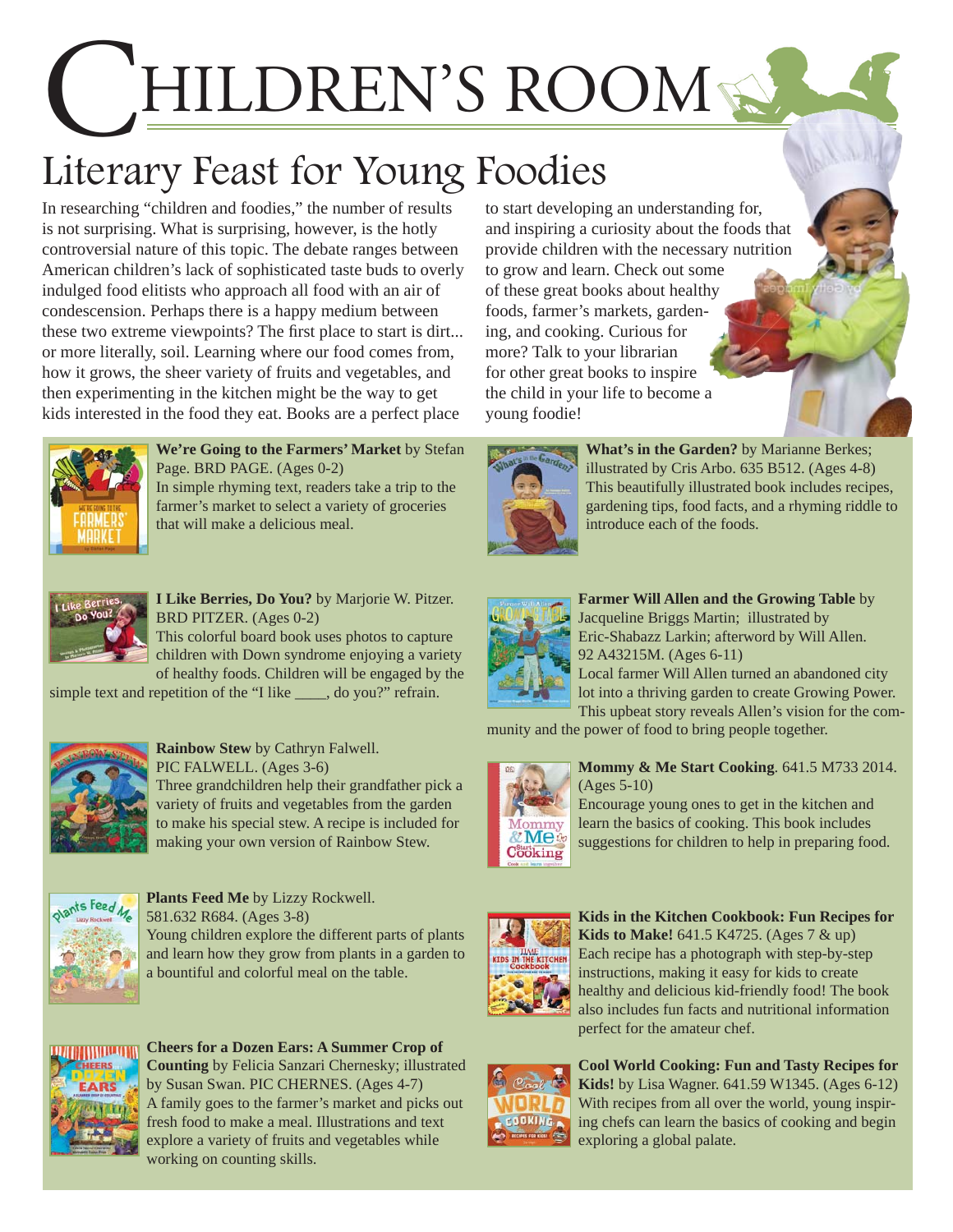# Children's Room

## Literary Feast for Young Foodies

In researching "children and foodies," the number of results is not surprising. What is surprising, however, is the hotly controversial nature of this topic. The debate ranges between American children's lack of sophisticated taste buds to overly indulged food elitists who approach all food with an air of condescension. Perhaps there is a happy medium between these two extreme viewpoints? The first place to start is dirt... or more literally, soil. Learning where our food comes from, how it grows, the sheer variety of fruits and vegetables, and then experimenting in the kitchen might be the way to get kids interested in the food they eat. Books are a perfect place to start developing an understanding for, and inspiring a curiosity about the foods that provide children with the necessary nutrition to grow and learn. Check out some of these great books about healthy foods, farmer's markets, gardening, and cooking. Curious for more? Talk to your librarian for other great books to inspire the child in your life to become a young foodie!

**We're Going to the Farmers' Market** by Stefan Page. BRD PAGE. (Ages 0-2)
In simple rhyming text, readers take a trip to the farmer's market to select a variety of groceries that will make a delicious meal.

**I Like Berries, Do You?** by Marjorie W. Pitzer. BRD PITZER. (Ages 0-2)
This colorful board book uses photos to capture children with Down syndrome enjoying a variety of healthy foods. Children will be engaged by the simple text and repetition of the "I like ____, do you?" refrain.

**Rainbow Stew** by Cathryn Falwell. PIC FALWELL. (Ages 3-6)
Three grandchildren help their grandfather pick a variety of fruits and vegetables from the garden to make his special stew. A recipe is included for making your own version of Rainbow Stew.

**Plants Feed Me** by Lizzy Rockwell. 581.632 R684. (Ages 3-8)
Young children explore the different parts of plants and learn how they grow from plants in a garden to a bountiful and colorful meal on the table.

**Cheers for a Dozen Ears: A Summer Crop of Counting** by Felicia Sanzari Chernesky; illustrated by Susan Swan. PIC CHERNES. (Ages 4-7)
A family goes to the farmer's market and picks out fresh food to make a meal. Illustrations and text explore a variety of fruits and vegetables while working on counting skills.

**What's in the Garden?** by Marianne Berkes; illustrated by Cris Arbo. 635 B512. (Ages 4-8)
This beautifully illustrated book includes recipes, gardening tips, food facts, and a rhyming riddle to introduce each of the foods.

**Farmer Will Allen and the Growing Table** by Jacqueline Briggs Martin; illustrated by Eric-Shabazz Larkin; afterword by Will Allen. 92 A43215M. (Ages 6-11)
Local farmer Will Allen turned an abandoned city lot into a thriving garden to create Growing Power. This upbeat story reveals Allen's vision for the community and the power of food to bring people together.

**Mommy & Me Start Cooking**. 641.5 M733 2014. (Ages 5-10)
Encourage young ones to get in the kitchen and learn the basics of cooking. This book includes suggestions for children to help in preparing food.

**Kids in the Kitchen Cookbook: Fun Recipes for Kids to Make!** 641.5 K4725. (Ages 7 & up)
Each recipe has a photograph with step-by-step instructions, making it easy for kids to create healthy and delicious kid-friendly food! The book also includes fun facts and nutritional information perfect for the amateur chef.

**Cool World Cooking: Fun and Tasty Recipes for Kids!** by Lisa Wagner. 641.59 W1345. (Ages 6-12)
With recipes from all over the world, young inspiring chefs can learn the basics of cooking and begin exploring a global palate.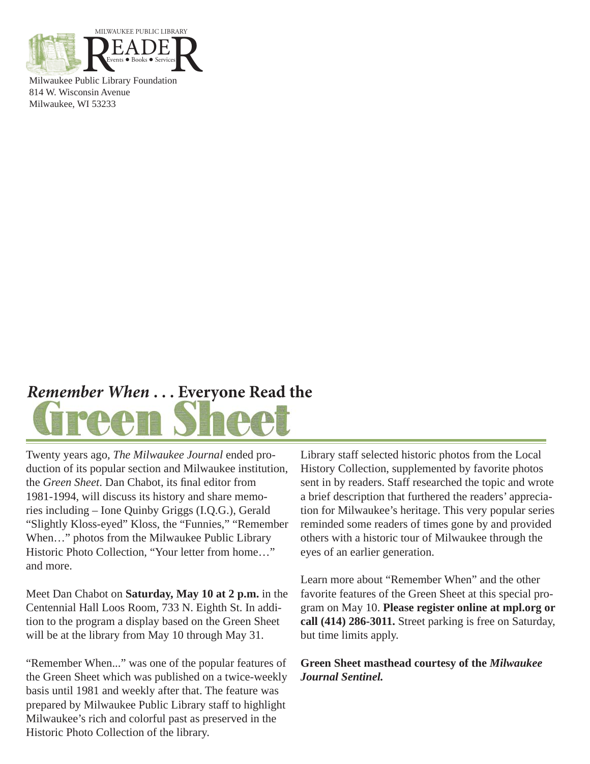MILWAUKEE PUBLIC LIBRARY

READER

Events ● Books ● Services

Milwaukee Public Library Foundation
814 W. Wisconsin Avenue
Milwaukee, WI 53233

## *Remember When* . . . Everyone Read the Green Sheet

Twenty years ago, *The Milwaukee Journal* ended production of its popular section and Milwaukee institution, the *Green Sheet*. Dan Chabot, its final editor from 1981-1994, will discuss its history and share memories including – Ione Quinby Griggs (I.Q.G.), Gerald "Slightly Kloss-eyed" Kloss, the "Funnies," "Remember When…" photos from the Milwaukee Public Library Historic Photo Collection, "Your letter from home…" and more.

Meet Dan Chabot on **Saturday, May 10 at 2 p.m.** in the Centennial Hall Loos Room, 733 N. Eighth St. In addition to the program a display based on the Green Sheet will be at the library from May 10 through May 31.

"Remember When..." was one of the popular features of the Green Sheet which was published on a twice-weekly basis until 1981 and weekly after that. The feature was prepared by Milwaukee Public Library staff to highlight Milwaukee's rich and colorful past as preserved in the Historic Photo Collection of the library.

Library staff selected historic photos from the Local History Collection, supplemented by favorite photos sent in by readers. Staff researched the topic and wrote a brief description that furthered the readers' appreciation for Milwaukee's heritage. This very popular series reminded some readers of times gone by and provided others with a historic tour of Milwaukee through the eyes of an earlier generation.

Learn more about "Remember When" and the other favorite features of the Green Sheet at this special program on May 10. **Please register online at mpl.org or call (414) 286-3011.** Street parking is free on Saturday, but time limits apply.

**Green Sheet masthead courtesy of the *Milwaukee Journal Sentinel.***